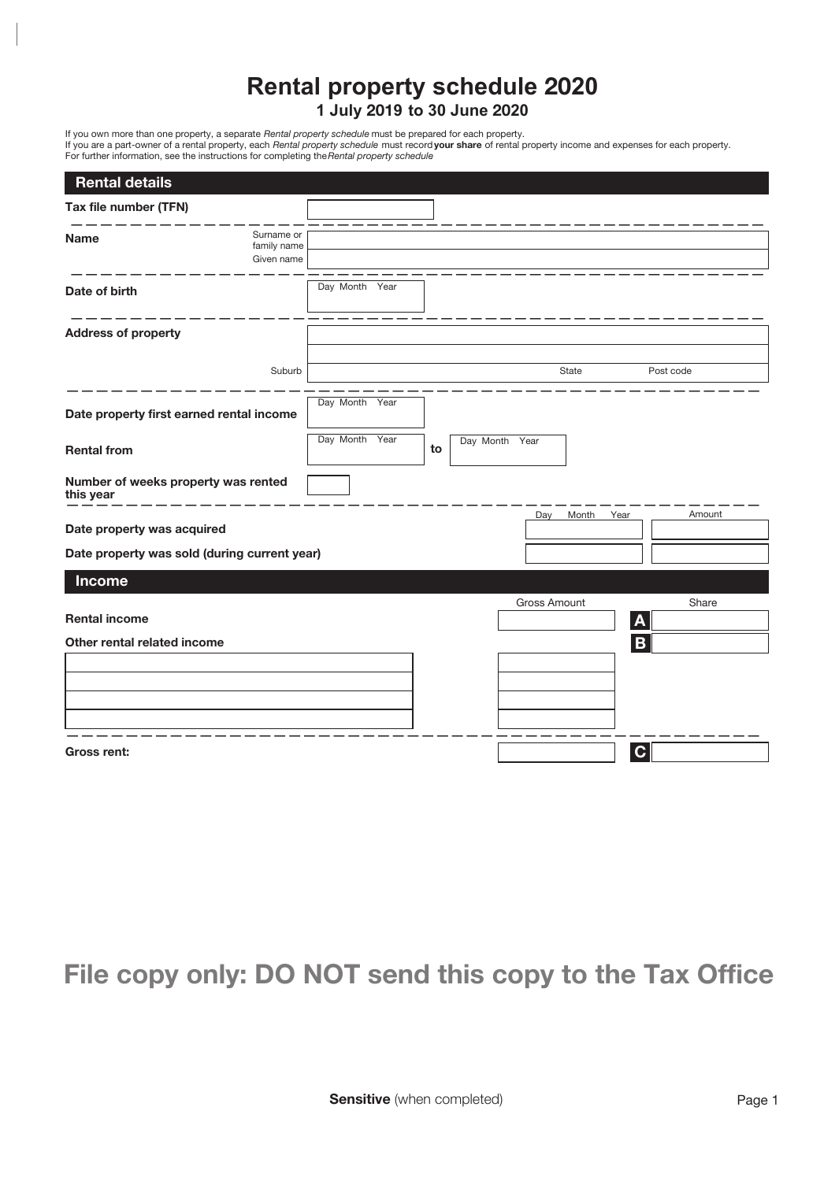# Rental property schedule 2020

**1 July 2019 to 30 June 2020**

If you own more than one property, a separate *Rental property schedule* must be prepared for each property.
If you are a part-owner of a rental property, each *Rental property schedule* must record **your share** of rental property income and expenses for each property.
For further information, see the instructions for completing the *Rental property schedule*

## Rental details

| | |
|---|---|
| **Tax file number (TFN)** | |
| **Name** — Surname or family name | |
| Given name | |
| **Date of birth** | Day Month Year |
| **Address of property** | |
| Suburb | State / Post code |
| **Date property first earned rental income** | Day Month Year |
| **Rental from** | Day Month Year **to** Day Month Year |
| **Number of weeks property was rented this year** | |

| | Day Month Year | Amount |
|---|---|---|
| **Date property was acquired** | | |
| **Date property was sold (during current year)** | | |

## Income

| | Gross Amount | | Share |
|---|---|---|---|
| **Rental income** | | **A** | |
| **Other rental related income** | | **B** | |
| | | | |
| | | | |
| | | | |
| | | | |
| **Gross rent:** | | **C** | |

**File copy only: DO NOT send this copy to the Tax Office**

**Sensitive** (when completed)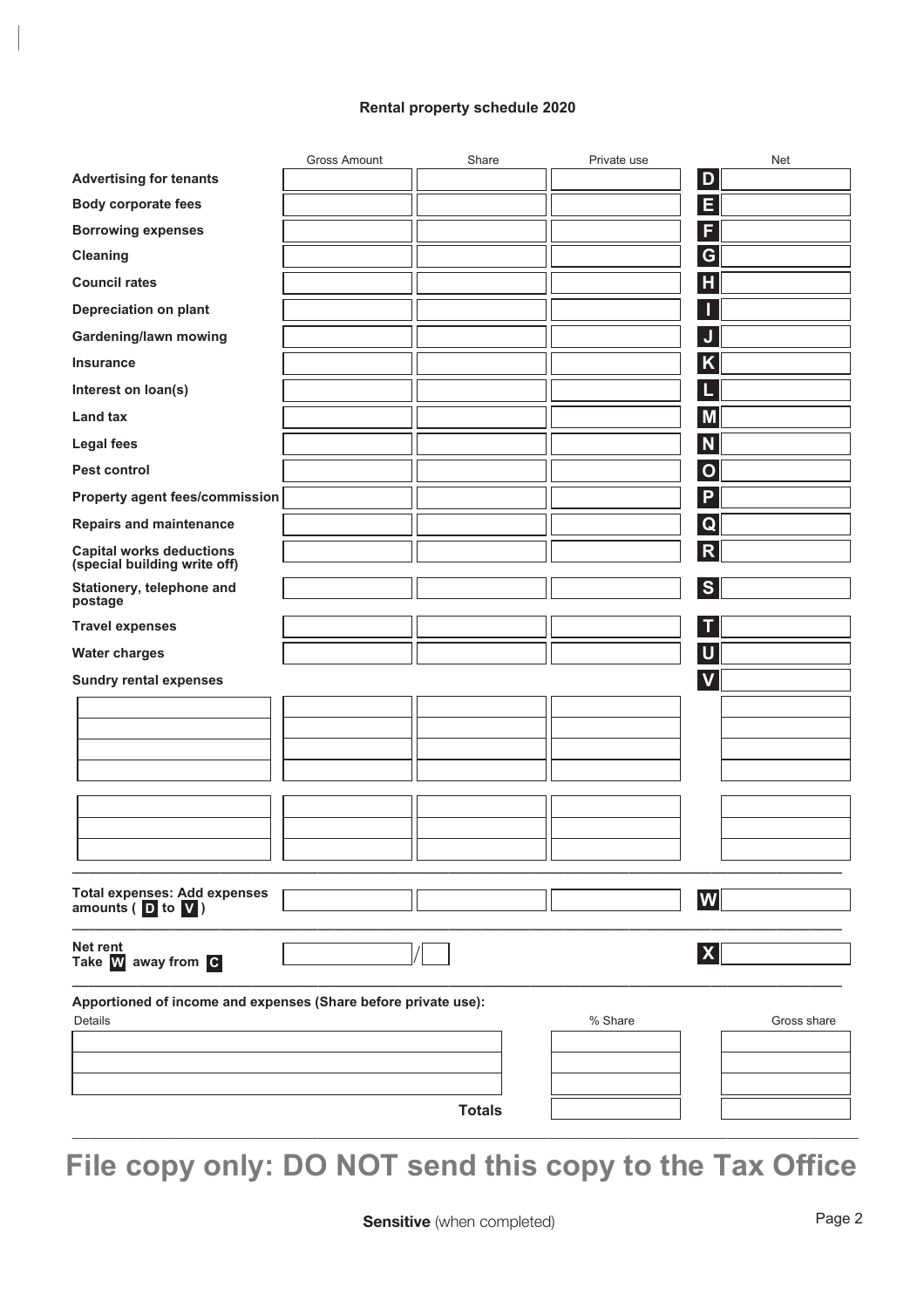# Rental property schedule 2020

| | Gross Amount | Share | Private use | | Net |
|---|---|---|---|---|---|
| **Advertising for tenants** | | | | **D** | |
| **Body corporate fees** | | | | **E** | |
| **Borrowing expenses** | | | | **F** | |
| **Cleaning** | | | | **G** | |
| **Council rates** | | | | **H** | |
| **Depreciation on plant** | | | | **I** | |
| **Gardening/lawn mowing** | | | | **J** | |
| **Insurance** | | | | **K** | |
| **Interest on loan(s)** | | | | **L** | |
| **Land tax** | | | | **M** | |
| **Legal fees** | | | | **N** | |
| **Pest control** | | | | **O** | |
| **Property agent fees/commission** | | | | **P** | |
| **Repairs and maintenance** | | | | **Q** | |
| **Capital works deductions (special building write off)** | | | | **R** | |
| **Stationery, telephone and postage** | | | | **S** | |
| **Travel expenses** | | | | **T** | |
| **Water charges** | | | | **U** | |
| **Sundry rental expenses** | | | | **V** | |
| | | | | | |
| | | | | | |
| | | | | | |
| | | | | | |
| | | | | | |
| | | | | | |
| | | | | | |
| **Total expenses: Add expenses amounts ( D to V )** | | | | **W** | |
| **Net rent** **Take W away from C** | / | | | **X** | |

**Apportioned of income and expenses (Share before private use):**

| Details | % Share | Gross share |
|---|---|---|
| | | |
| | | |
| | | |
| **Totals** | | |

# File copy only: DO NOT send this copy to the Tax Office

**Sensitive** (when completed)